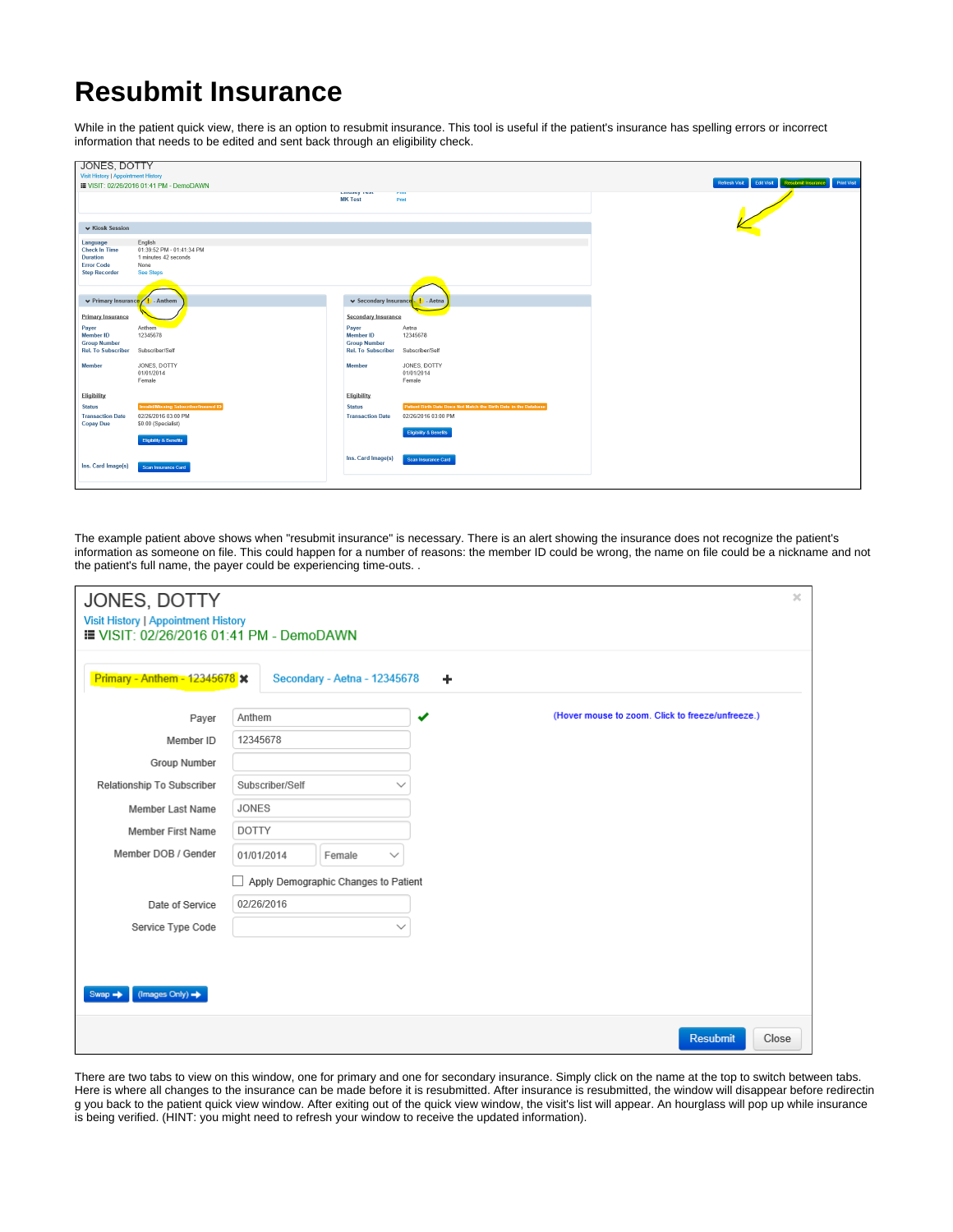# Resubmit Insurance

While in the patient quick view, there is an option to resubmit insurance. This tool is useful if the patient's insurance has spelling errors or incorrect information that needs to be edited and sent back through an eligibility check.

The example patient above shows when "resubmit insurance" is necessary. There is an alert showing the insurance does not recognize the patient's information as someone on file. This could happen for a number of reasons: the member ID could be wrong, the name on file could be a nickname and not the patient's full name, the payer could be experiencing time-outs. .

There are two tabs to view on this window, one for primary and one for secondary insurance. Simply click on the name at the top to switch between tabs. Here is where all changes to the insurance can be made before it is resubmitted. After insurance is resubmitted, the window will disappear before redirecting you back to the patient quick view window. After exiting out of the quick view window, the visit's list will appear. An hourglass will pop up while insurance is being verified. (HINT: you might need to refresh your window to receive the updated information).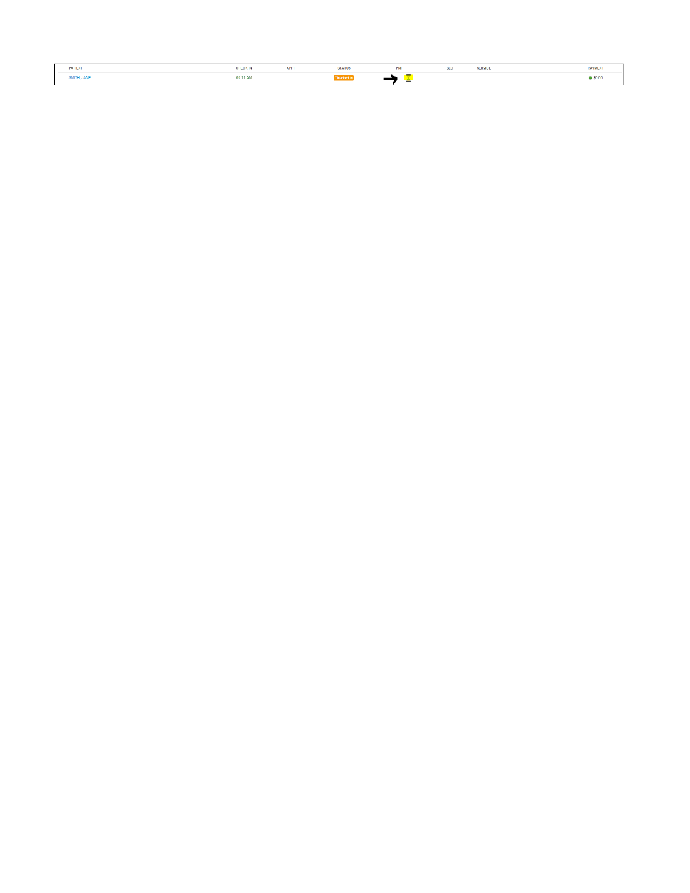| PATIENT | CHECK IN | APPT | STATUS | PRI | SEC | SERVICE | PAYMENT |
|---|---|---|---|---|---|---|---|
| SMITH, JANE | 09:11 AM | | Checked In | | | | $0.00 |